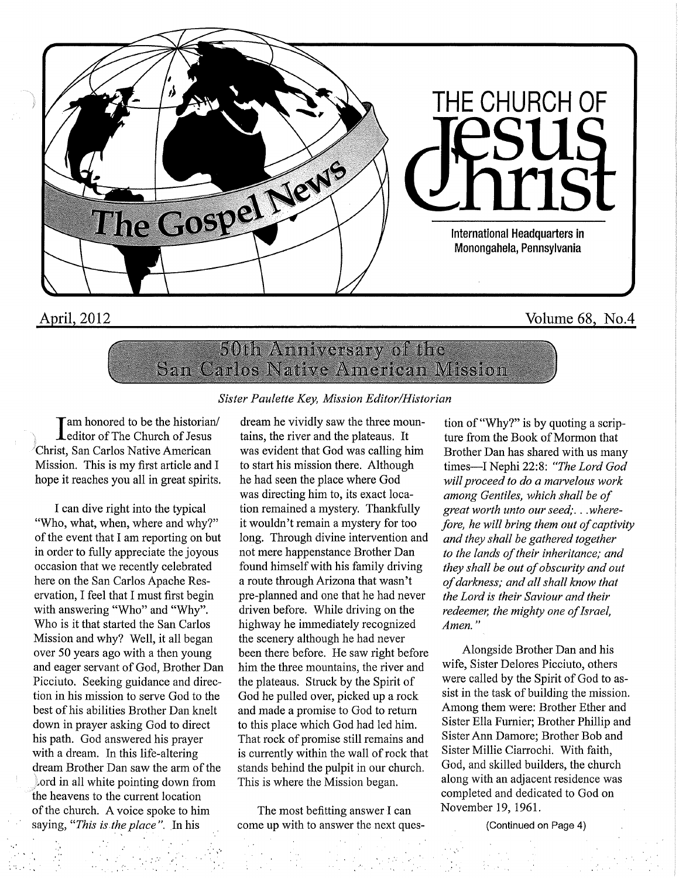# The Gospel News

# THE CHURCH OF Jesus Christ

International Headquarters in Monongahela, Pennsylvania

April, 2012 — Volume 68, No.4

## 50th Anniversary of the San Carlos Native American Mission

*Sister Paulette Key, Mission Editor/Historian*

I am honored to be the historian/editor of The Church of Jesus Christ, San Carlos Native American Mission. This is my first article and I hope it reaches you all in great spirits.

I can dive right into the typical "Who, what, when, where and why?" of the event that I am reporting on but in order to fully appreciate the joyous occasion that we recently celebrated here on the San Carlos Apache Reservation, I feel that I must first begin with answering "Who" and "Why". Who is it that started the San Carlos Mission and why? Well, it all began over 50 years ago with a then young and eager servant of God, Brother Dan Picciuto. Seeking guidance and direction in his mission to serve God to the best of his abilities Brother Dan knelt down in prayer asking God to direct his path. God answered his prayer with a dream. In this life-altering dream Brother Dan saw the arm of the Lord in all white pointing down from the heavens to the current location of the church. A voice spoke to him saying, *"This is the place".* In his dream he vividly saw the three mountains, the river and the plateaus. It was evident that God was calling him to start his mission there. Although he had seen the place where God was directing him to, its exact location remained a mystery. Thankfully it wouldn't remain a mystery for too long. Through divine intervention and not mere happenstance Brother Dan found himself with his family driving a route through Arizona that wasn't pre-planned and one that he had never driven before. While driving on the highway he immediately recognized the scenery although he had never been there before. He saw right before him the three mountains, the river and the plateaus. Struck by the Spirit of God he pulled over, picked up a rock and made a promise to God to return to this place which God had led him. That rock of promise still remains and is currently within the wall of rock that stands behind the pulpit in our church. This is where the Mission began.

The most befitting answer I can come up with to answer the next question of "Why?" is by quoting a scripture from the Book of Mormon that Brother Dan has shared with us many times—I Nephi 22:8: *"The Lord God will proceed to do a marvelous work among Gentiles, which shall be of great worth unto our seed;. . .wherefore, he will bring them out of captivity and they shall be gathered together to the lands of their inheritance; and they shall be out of obscurity and out of darkness; and all shall know that the Lord is their Saviour and their redeemer, the mighty one of Israel, Amen."*

Alongside Brother Dan and his wife, Sister Delores Picciuto, others were called by the Spirit of God to assist in the task of building the mission. Among them were: Brother Ether and Sister Ella Furnier; Brother Phillip and Sister Ann Damore; Brother Bob and Sister Millie Ciarrochi. With faith, God, and skilled builders, the church along with an adjacent residence was completed and dedicated to God on November 19, 1961.

(Continued on Page 4)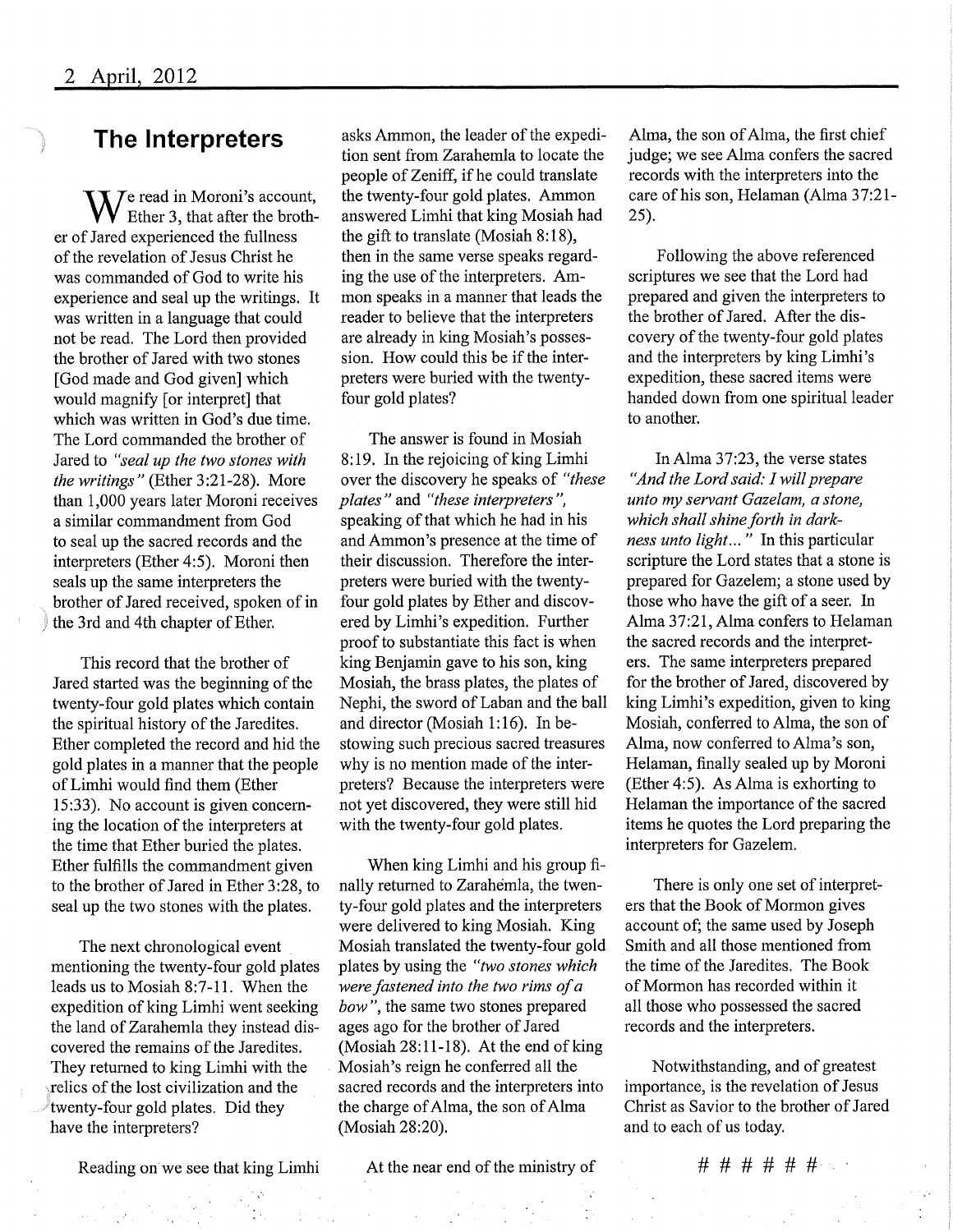## The Interpreters

We read in Moroni's account, Ether 3, that after the brother of Jared experienced the fullness of the revelation of Jesus Christ he was commanded of God to write his experience and seal up the writings. It was written in a language that could not be read. The Lord then provided the brother of Jared with two stones [God made and God given] which would magnify [or interpret] that which was written in God's due time. The Lord commanded the brother of Jared to *"seal up the two stones with the writings"* (Ether 3:21-28). More than 1,000 years later Moroni receives a similar commandment from God to seal up the sacred records and the interpreters (Ether 4:5). Moroni then seals up the same interpreters the brother of Jared received, spoken of in the 3rd and 4th chapter of Ether.

This record that the brother of Jared started was the beginning of the twenty-four gold plates which contain the spiritual history of the Jaredites. Ether completed the record and hid the gold plates in a manner that the people of Limhi would find them (Ether 15:33). No account is given concerning the location of the interpreters at the time that Ether buried the plates. Ether fulfills the commandment given to the brother of Jared in Ether 3:28, to seal up the two stones with the plates.

The next chronological event mentioning the twenty-four gold plates leads us to Mosiah 8:7-11. When the expedition of king Limhi went seeking the land of Zarahemla they instead discovered the remains of the Jaredites. They returned to king Limhi with the relics of the lost civilization and the twenty-four gold plates. Did they have the interpreters?

Reading on we see that king Limhi asks Ammon, the leader of the expedition sent from Zarahemla to locate the people of Zeniff, if he could translate the twenty-four gold plates. Ammon answered Limhi that king Mosiah had the gift to translate (Mosiah 8:18), then in the same verse speaks regarding the use of the interpreters. Ammon speaks in a manner that leads the reader to believe that the interpreters are already in king Mosiah's possession. How could this be if the interpreters were buried with the twenty-four gold plates?

The answer is found in Mosiah 8:19. In the rejoicing of king Limhi over the discovery he speaks of *"these plates"* and *"these interpreters"*, speaking of that which he had in his and Ammon's presence at the time of their discussion. Therefore the interpreters were buried with the twenty-four gold plates by Ether and discovered by Limhi's expedition. Further proof to substantiate this fact is when king Benjamin gave to his son, king Mosiah, the brass plates, the plates of Nephi, the sword of Laban and the ball and director (Mosiah 1:16). In bestowing such precious sacred treasures why is no mention made of the interpreters? Because the interpreters were not yet discovered, they were still hid with the twenty-four gold plates.

When king Limhi and his group finally returned to Zarahemla, the twenty-four gold plates and the interpreters were delivered to king Mosiah. King Mosiah translated the twenty-four gold plates by using the *"two stones which were fastened into the two rims of a bow"*, the same two stones prepared ages ago for the brother of Jared (Mosiah 28:11-18). At the end of king Mosiah's reign he conferred all the sacred records and the interpreters into the charge of Alma, the son of Alma (Mosiah 28:20).

At the near end of the ministry of Alma, the son of Alma, the first chief judge; we see Alma confers the sacred records with the interpreters into the care of his son, Helaman (Alma 37:21-25).

Following the above referenced scriptures we see that the Lord had prepared and given the interpreters to the brother of Jared. After the discovery of the twenty-four gold plates and the interpreters by king Limhi's expedition, these sacred items were handed down from one spiritual leader to another.

In Alma 37:23, the verse states *"And the Lord said: I will prepare unto my servant Gazelam, a stone, which shall shine forth in darkness unto light..."* In this particular scripture the Lord states that a stone is prepared for Gazelem; a stone used by those who have the gift of a seer. In Alma 37:21, Alma confers to Helaman the sacred records and the interpreters. The same interpreters prepared for the brother of Jared, discovered by king Limhi's expedition, given to king Mosiah, conferred to Alma, the son of Alma, now conferred to Alma's son, Helaman, finally sealed up by Moroni (Ether 4:5). As Alma is exhorting to Helaman the importance of the sacred items he quotes the Lord preparing the interpreters for Gazelem.

There is only one set of interpreters that the Book of Mormon gives account of; the same used by Joseph Smith and all those mentioned from the time of the Jaredites. The Book of Mormon has recorded within it all those who possessed the sacred records and the interpreters.

Notwithstanding, and of greatest importance, is the revelation of Jesus Christ as Savior to the brother of Jared and to each of us today.

# # # # # #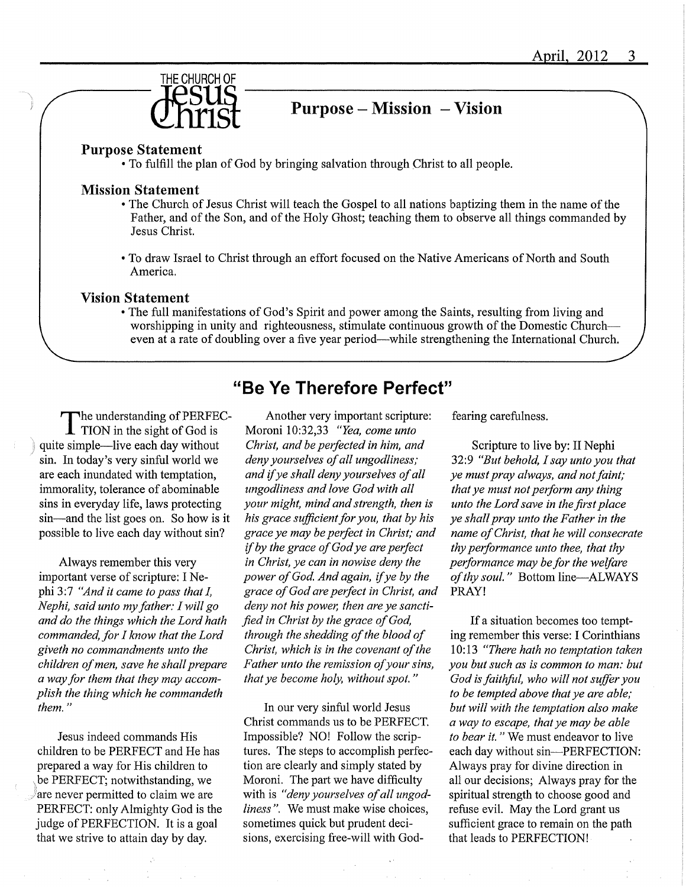THE CHURCH OF Jesus Christ

## Purpose – Mission – Vision

### Purpose Statement

- To fulfill the plan of God by bringing salvation through Christ to all people.

### Mission Statement

- The Church of Jesus Christ will teach the Gospel to all nations baptizing them in the name of the Father, and of the Son, and of the Holy Ghost; teaching them to observe all things commanded by Jesus Christ.
- To draw Israel to Christ through an effort focused on the Native Americans of North and South America.

### Vision Statement

- The full manifestations of God's Spirit and power among the Saints, resulting from living and worshipping in unity and righteousness, stimulate continuous growth of the Domestic Church—even at a rate of doubling over a five year period—while strengthening the International Church.

## "Be Ye Therefore Perfect"

The understanding of PERFECTION in the sight of God is quite simple—live each day without sin. In today's very sinful world we are each inundated with temptation, immorality, tolerance of abominable sins in everyday life, laws protecting sin—and the list goes on. So how is it possible to live each day without sin?

Always remember this very important verse of scripture: I Nephi 3:7 *"And it came to pass that I, Nephi, said unto my father: I will go and do the things which the Lord hath commanded, for I know that the Lord giveth no commandments unto the children of men, save he shall prepare a way for them that they may accomplish the thing which he commandeth them."*

Jesus indeed commands His children to be PERFECT and He has prepared a way for His children to be PERFECT; notwithstanding, we are never permitted to claim we are PERFECT: only Almighty God is the judge of PERFECTION. It is a goal that we strive to attain day by day.

Another very important scripture: Moroni 10:32,33 *"Yea, come unto Christ, and be perfected in him, and deny yourselves of all ungodliness; and if ye shall deny yourselves of all ungodliness and love God with all your might, mind and strength, then is his grace sufficient for you, that by his grace ye may be perfect in Christ; and if by the grace of God ye are perfect in Christ, ye can in nowise deny the power of God. And again, if ye by the grace of God are perfect in Christ, and deny not his power, then are ye sanctified in Christ by the grace of God, through the shedding of the blood of Christ, which is in the covenant of the Father unto the remission of your sins, that ye become holy, without spot."*

In our very sinful world Jesus Christ commands us to be PERFECT. Impossible? NO! Follow the scriptures. The steps to accomplish perfection are clearly and simply stated by Moroni. The part we have difficulty with is *"deny yourselves of all ungodliness"*. We must make wise choices, sometimes quick but prudent decisions, exercising free-will with God-fearing carefulness.

Scripture to live by: II Nephi 32:9 *"But behold, I say unto you that ye must pray always, and not faint; that ye must not perform any thing unto the Lord save in the first place ye shall pray unto the Father in the name of Christ, that he will consecrate thy performance unto thee, that thy performance may be for the welfare of thy soul."* Bottom line—ALWAYS PRAY!

If a situation becomes too tempting remember this verse: I Corinthians 10:13 *"There hath no temptation taken you but such as is common to man: but God is faithful, who will not suffer you to be tempted above that ye are able; but will with the temptation also make a way to escape, that ye may be able to bear it."* We must endeavor to live each day without sin—PERFECTION: Always pray for divine direction in all our decisions; Always pray for the spiritual strength to choose good and refuse evil. May the Lord grant us sufficient grace to remain on the path that leads to PERFECTION!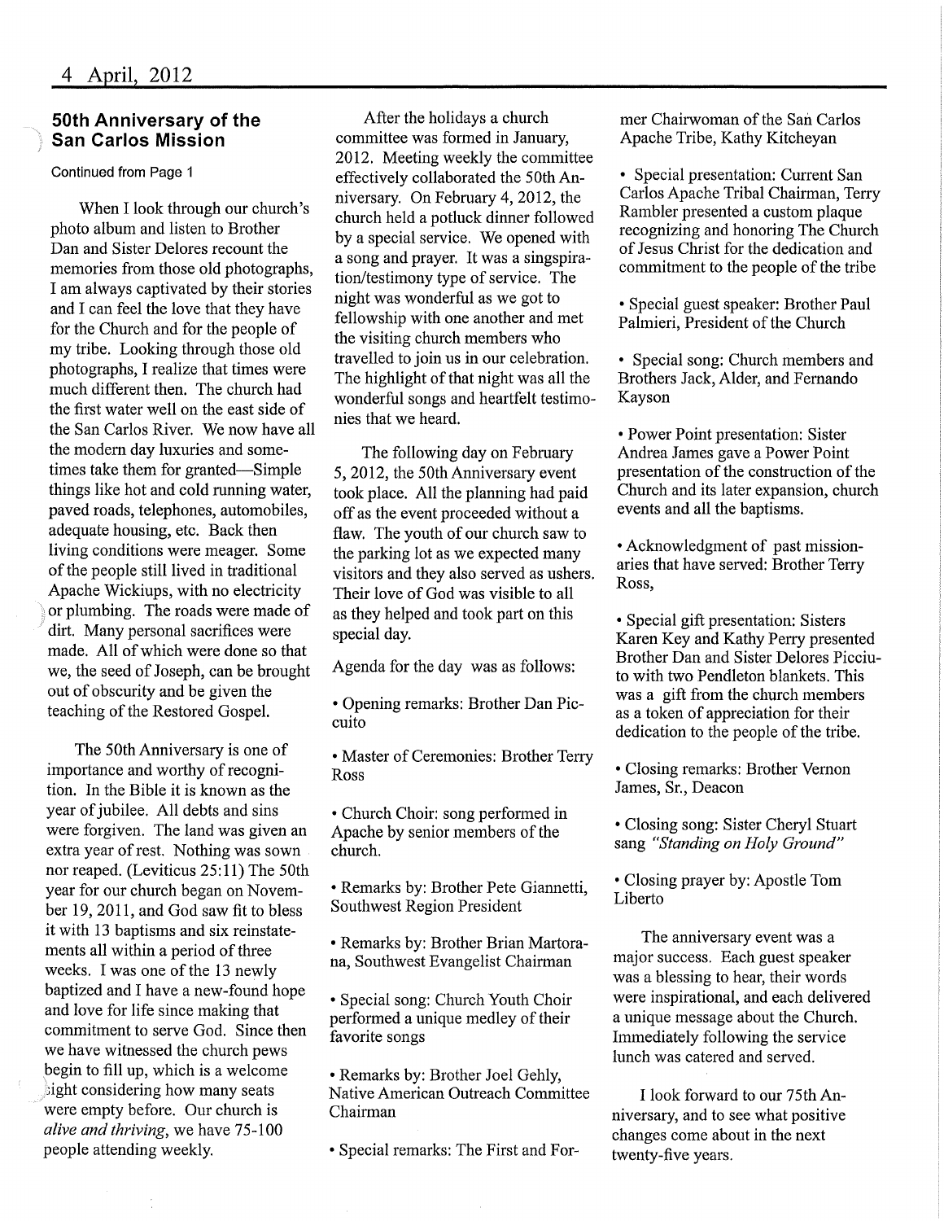## 50th Anniversary of the San Carlos Mission

Continued from Page 1

When I look through our church's photo album and listen to Brother Dan and Sister Delores recount the memories from those old photographs, I am always captivated by their stories and I can feel the love that they have for the Church and for the people of my tribe. Looking through those old photographs, I realize that times were much different then. The church had the first water well on the east side of the San Carlos River. We now have all the modern day luxuries and sometimes take them for granted—Simple things like hot and cold running water, paved roads, telephones, automobiles, adequate housing, etc. Back then living conditions were meager. Some of the people still lived in traditional Apache Wickiups, with no electricity or plumbing. The roads were made of dirt. Many personal sacrifices were made. All of which were done so that we, the seed of Joseph, can be brought out of obscurity and be given the teaching of the Restored Gospel.

The 50th Anniversary is one of importance and worthy of recognition. In the Bible it is known as the year of jubilee. All debts and sins were forgiven. The land was given an extra year of rest. Nothing was sown nor reaped. (Leviticus 25:11) The 50th year for our church began on November 19, 2011, and God saw fit to bless it with 13 baptisms and six reinstatements all within a period of three weeks. I was one of the 13 newly baptized and I have a new-found hope and love for life since making that commitment to serve God. Since then we have witnessed the church pews begin to fill up, which is a welcome sight considering how many seats were empty before. Our church is *alive and thriving*, we have 75-100 people attending weekly.

After the holidays a church committee was formed in January, 2012. Meeting weekly the committee effectively collaborated the 50th Anniversary. On February 4, 2012, the church held a potluck dinner followed by a special service. We opened with a song and prayer. It was a singspiration/testimony type of service. The night was wonderful as we got to fellowship with one another and met the visiting church members who travelled to join us in our celebration. The highlight of that night was all the wonderful songs and heartfelt testimonies that we heard.

The following day on February 5, 2012, the 50th Anniversary event took place. All the planning had paid off as the event proceeded without a flaw. The youth of our church saw to the parking lot as we expected many visitors and they also served as ushers. Their love of God was visible to all as they helped and took part on this special day.

Agenda for the day was as follows:

- Opening remarks: Brother Dan Piccuito
- Master of Ceremonies: Brother Terry Ross
- Church Choir: song performed in Apache by senior members of the church.
- Remarks by: Brother Pete Giannetti, Southwest Region President
- Remarks by: Brother Brian Martorana, Southwest Evangelist Chairman
- Special song: Church Youth Choir performed a unique medley of their favorite songs
- Remarks by: Brother Joel Gehly, Native American Outreach Committee Chairman
- Special remarks: The First and Former Chairwoman of the San Carlos Apache Tribe, Kathy Kitcheyan
- Special presentation: Current San Carlos Apache Tribal Chairman, Terry Rambler presented a custom plaque recognizing and honoring The Church of Jesus Christ for the dedication and commitment to the people of the tribe
- Special guest speaker: Brother Paul Palmieri, President of the Church
- Special song: Church members and Brothers Jack, Alder, and Fernando Kayson
- Power Point presentation: Sister Andrea James gave a Power Point presentation of the construction of the Church and its later expansion, church events and all the baptisms.
- Acknowledgment of past missionaries that have served: Brother Terry Ross,
- Special gift presentation: Sisters Karen Key and Kathy Perry presented Brother Dan and Sister Delores Picciuto with two Pendleton blankets. This was a gift from the church members as a token of appreciation for their dedication to the people of the tribe.
- Closing remarks: Brother Vernon James, Sr., Deacon
- Closing song: Sister Cheryl Stuart sang *"Standing on Holy Ground"*
- Closing prayer by: Apostle Tom Liberto

The anniversary event was a major success. Each guest speaker was a blessing to hear, their words were inspirational, and each delivered a unique message about the Church. Immediately following the service lunch was catered and served.

I look forward to our 75th Anniversary, and to see what positive changes come about in the next twenty-five years.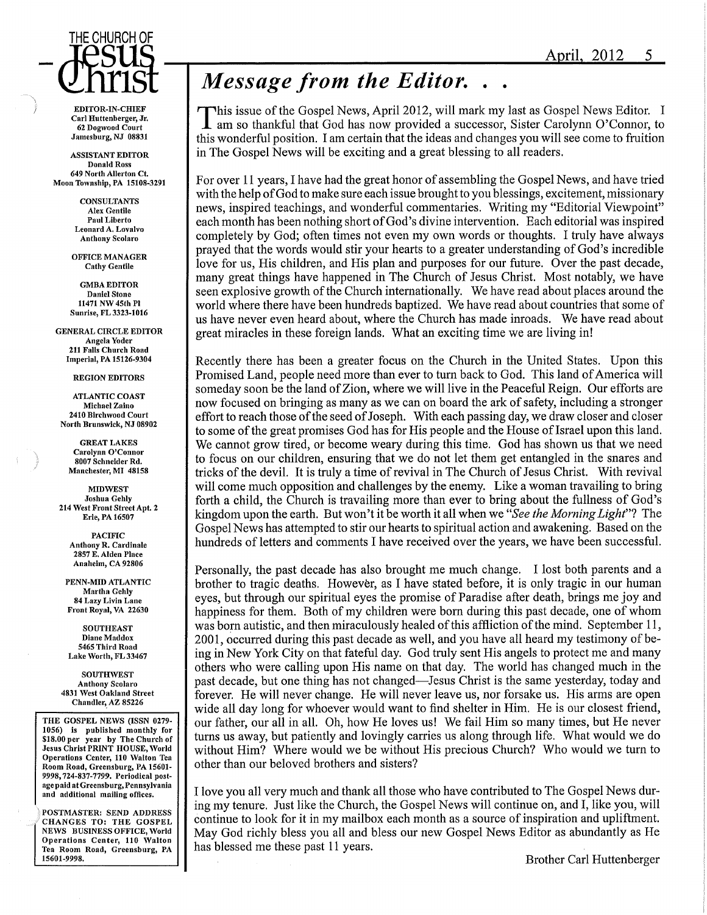THE CHURCH OF
# Jesus Christ

**EDITOR-IN-CHIEF**
Carl Huttenberger, Jr.
62 Dogwood Court
Jamesburg, NJ 08831

**ASSISTANT EDITOR**
Donald Ross
649 North Allerton Ct.
Moon Township, PA 15108-3291

**CONSULTANTS**
Alex Gentile
Paul Liberto
Leonard A. Lovalvo
Anthony Scolaro

**OFFICE MANAGER**
Cathy Gentile

**GMBA EDITOR**
Daniel Stone
11471 NW 45th Pl
Sunrise, FL 3323-1016

**GENERAL CIRCLE EDITOR**
Angela Yoder
211 Falls Church Road
Imperial, PA 15126-9304

**REGION EDITORS**

**ATLANTIC COAST**
Michael Zaino
2410 Birchwood Court
North Brunswick, NJ 08902

**GREAT LAKES**
Carolynn O'Connor
8007 Schneider Rd.
Manchester, MI 48158

**MIDWEST**
Joshua Gehly
214 West Front Street Apt. 2
Erie, PA 16507

**PACIFIC**
Anthony R. Cardinale
2857 E. Alden Place
Anaheim, CA 92806

**PENN-MID ATLANTIC**
Martha Gehly
84 Lazy Livin Lane
Front Royal, VA 22630

**SOUTHEAST**
Diane Maddox
5465 Third Road
Lake Worth, FL 33467

**SOUTHWEST**
Anthony Scolaro
4831 West Oakland Street
Chandler, AZ 85226

THE GOSPEL NEWS (ISSN 0279-1056) is published monthly for $18.00 per year by The Church of Jesus Christ PRINT HOUSE, World Operations Center, 110 Walton Tea Room Road, Greensburg, PA 15601-9998, 724-837-7799. Periodical postage paid at Greensburg, Pennsylvania and additional mailing offices.

POSTMASTER: SEND ADDRESS CHANGES TO: THE GOSPEL NEWS BUSINESS OFFICE, World Operations Center, 110 Walton Tea Room Road, Greensburg, PA 15601-9998.

## *Message from the Editor. . .*

This issue of the Gospel News, April 2012, will mark my last as Gospel News Editor. I am so thankful that God has now provided a successor, Sister Carolynn O'Connor, to this wonderful position. I am certain that the ideas and changes you will see come to fruition in The Gospel News will be exciting and a great blessing to all readers.

For over 11 years, I have had the great honor of assembling the Gospel News, and have tried with the help of God to make sure each issue brought to you blessings, excitement, missionary news, inspired teachings, and wonderful commentaries. Writing my "Editorial Viewpoint" each month has been nothing short of God's divine intervention. Each editorial was inspired completely by God; often times not even my own words or thoughts. I truly have always prayed that the words would stir your hearts to a greater understanding of God's incredible love for us, His children, and His plan and purposes for our future. Over the past decade, many great things have happened in The Church of Jesus Christ. Most notably, we have seen explosive growth of the Church internationally. We have read about places around the world where there have been hundreds baptized. We have read about countries that some of us have never even heard about, where the Church has made inroads. We have read about great miracles in these foreign lands. What an exciting time we are living in!

Recently there has been a greater focus on the Church in the United States. Upon this Promised Land, people need more than ever to turn back to God. This land of America will someday soon be the land of Zion, where we will live in the Peaceful Reign. Our efforts are now focused on bringing as many as we can on board the ark of safety, including a stronger effort to reach those of the seed of Joseph. With each passing day, we draw closer and closer to some of the great promises God has for His people and the House of Israel upon this land. We cannot grow tired, or become weary during this time. God has shown us that we need to focus on our children, ensuring that we do not let them get entangled in the snares and tricks of the devil. It is truly a time of revival in The Church of Jesus Christ. With revival will come much opposition and challenges by the enemy. Like a woman travailing to bring forth a child, the Church is travailing more than ever to bring about the fullness of God's kingdom upon the earth. But won't it be worth it all when we "*See the Morning Light*"? The Gospel News has attempted to stir our hearts to spiritual action and awakening. Based on the hundreds of letters and comments I have received over the years, we have been successful.

Personally, the past decade has also brought me much change. I lost both parents and a brother to tragic deaths. However, as I have stated before, it is only tragic in our human eyes, but through our spiritual eyes the promise of Paradise after death, brings me joy and happiness for them. Both of my children were born during this past decade, one of whom was born autistic, and then miraculously healed of this affliction of the mind. September 11, 2001, occurred during this past decade as well, and you have all heard my testimony of being in New York City on that fateful day. God truly sent His angels to protect me and many others who were calling upon His name on that day. The world has changed much in the past decade, but one thing has not changed—Jesus Christ is the same yesterday, today and forever. He will never change. He will never leave us, nor forsake us. His arms are open wide all day long for whoever would want to find shelter in Him. He is our closest friend, our father, our all in all. Oh, how He loves us! We fail Him so many times, but He never turns us away, but patiently and lovingly carries us along through life. What would we do without Him? Where would we be without His precious Church? Who would we turn to other than our beloved brothers and sisters?

I love you all very much and thank all those who have contributed to The Gospel News during my tenure. Just like the Church, the Gospel News will continue on, and I, like you, will continue to look for it in my mailbox each month as a source of inspiration and upliftment. May God richly bless you all and bless our new Gospel News Editor as abundantly as He has blessed me these past 11 years.

Brother Carl Huttenberger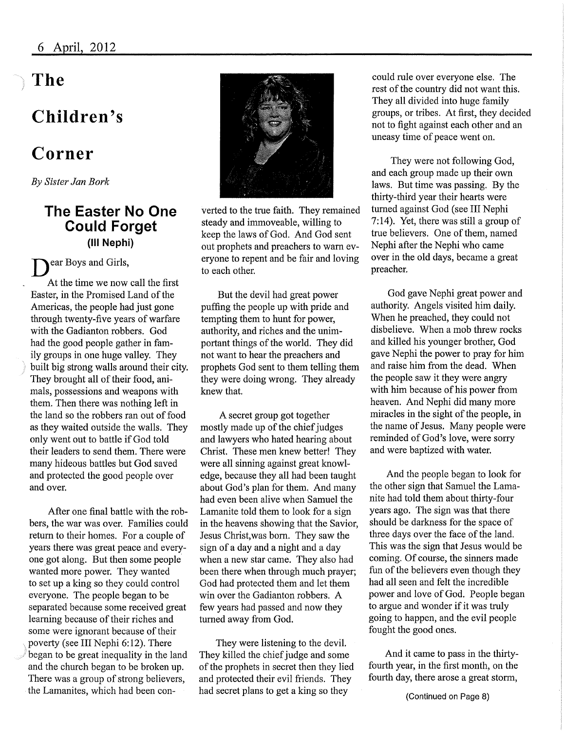# The Children's Corner

*By Sister Jan Bork*

## The Easter No One Could Forget

### (III Nephi)

Dear Boys and Girls,

At the time we now call the first Easter, in the Promised Land of the Americas, the people had just gone through twenty-five years of warfare with the Gadianton robbers. God had the good people gather in family groups in one huge valley. They built big strong walls around their city. They brought all of their food, animals, possessions and weapons with them. Then there was nothing left in the land so the robbers ran out of food as they waited outside the walls. They only went out to battle if God told their leaders to send them. There were many hideous battles but God saved and protected the good people over and over.

After one final battle with the robbers, the war was over. Families could return to their homes. For a couple of years there was great peace and everyone got along. But then some people wanted more power. They wanted to set up a king so they could control everyone. The people began to be separated because some received great learning because of their riches and some were ignorant because of their poverty (see III Nephi 6:12). There began to be great inequality in the land and the church began to be broken up. There was a group of strong believers, the Lamanites, which had been converted to the true faith. They remained steady and immoveable, willing to keep the laws of God. And God sent out prophets and preachers to warn everyone to repent and be fair and loving to each other.

But the devil had great power puffing the people up with pride and tempting them to hunt for power, authority, and riches and the unimportant things of the world. They did not want to hear the preachers and prophets God sent to them telling them they were doing wrong. They already knew that.

A secret group got together mostly made up of the chief judges and lawyers who hated hearing about Christ. These men knew better! They were all sinning against great knowledge, because they all had been taught about God's plan for them. And many had even been alive when Samuel the Lamanite told them to look for a sign in the heavens showing that the Savior, Jesus Christ,was born. They saw the sign of a day and a night and a day when a new star came. They also had been there when through much prayer; God had protected them and let them win over the Gadianton robbers. A few years had passed and now they turned away from God.

They were listening to the devil. They killed the chief judge and some of the prophets in secret then they lied and protected their evil friends. They had secret plans to get a king so they could rule over everyone else. The rest of the country did not want this. They all divided into huge family groups, or tribes. At first, they decided not to fight against each other and an uneasy time of peace went on.

They were not following God, and each group made up their own laws. But time was passing. By the thirty-third year their hearts were turned against God (see III Nephi 7:14). Yet, there was still a group of true believers. One of them, named Nephi after the Nephi who came over in the old days, became a great preacher.

God gave Nephi great power and authority. Angels visited him daily. When he preached, they could not disbelieve. When a mob threw rocks and killed his younger brother, God gave Nephi the power to pray for him and raise him from the dead. When the people saw it they were angry with him because of his power from heaven. And Nephi did many more miracles in the sight of the people, in the name of Jesus. Many people were reminded of God's love, were sorry and were baptized with water.

And the people began to look for the other sign that Samuel the Lamanite had told them about thirty-four years ago. The sign was that there should be darkness for the space of three days over the face of the land. This was the sign that Jesus would be coming. Of course, the sinners made fun of the believers even though they had all seen and felt the incredible power and love of God. People began to argue and wonder if it was truly going to happen, and the evil people fought the good ones.

And it came to pass in the thirty-fourth year, in the first month, on the fourth day, there arose a great storm,

(Continued on Page 8)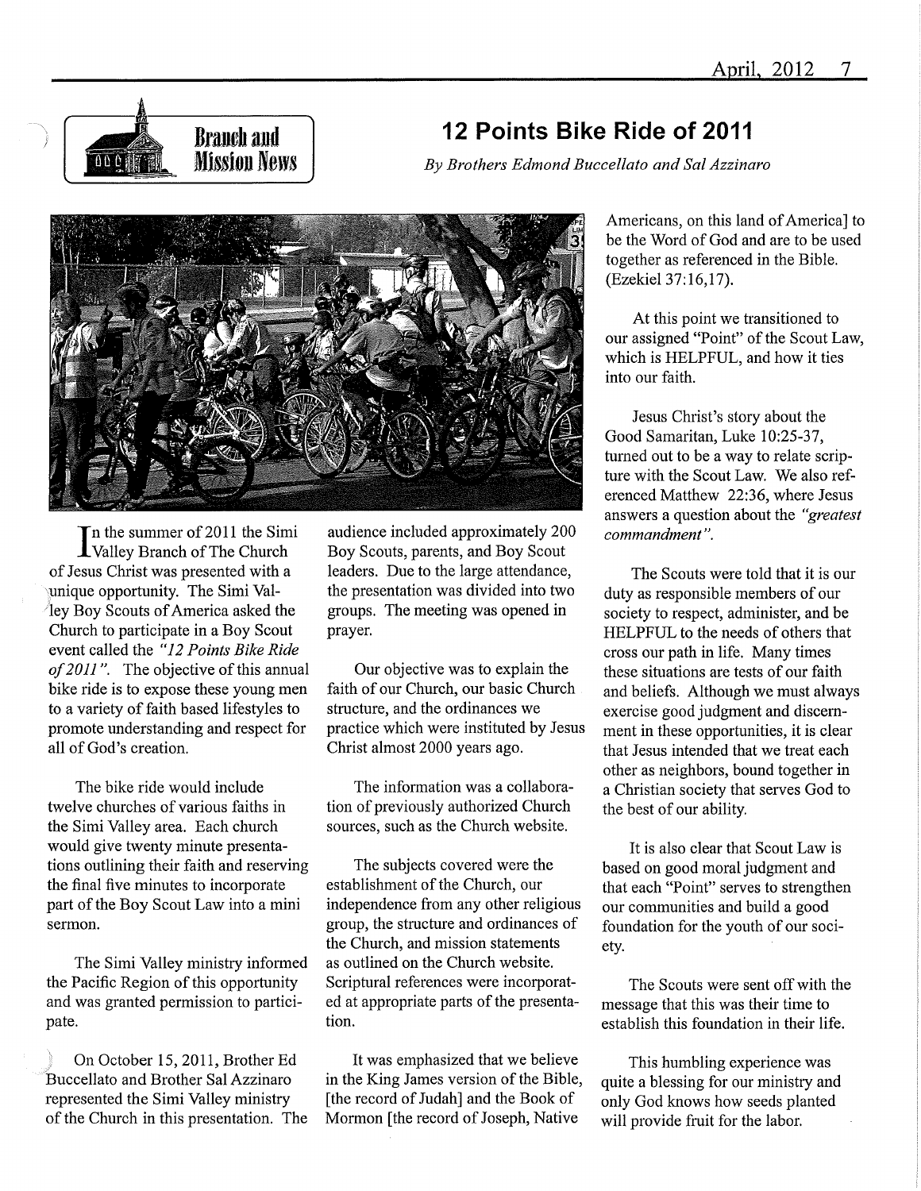Branch and Mission News

# 12 Points Bike Ride of 2011

*By Brothers Edmond Buccellato and Sal Azzinaro*

In the summer of 2011 the Simi Valley Branch of The Church of Jesus Christ was presented with a unique opportunity. The Simi Valley Boy Scouts of America asked the Church to participate in a Boy Scout event called the *"12 Points Bike Ride of 2011"*. The objective of this annual bike ride is to expose these young men to a variety of faith based lifestyles to promote understanding and respect for all of God's creation.

The bike ride would include twelve churches of various faiths in the Simi Valley area. Each church would give twenty minute presentations outlining their faith and reserving the final five minutes to incorporate part of the Boy Scout Law into a mini sermon.

The Simi Valley ministry informed the Pacific Region of this opportunity and was granted permission to participate.

On October 15, 2011, Brother Ed Buccellato and Brother Sal Azzinaro represented the Simi Valley ministry of the Church in this presentation. The audience included approximately 200 Boy Scouts, parents, and Boy Scout leaders. Due to the large attendance, the presentation was divided into two groups. The meeting was opened in prayer.

Our objective was to explain the faith of our Church, our basic Church structure, and the ordinances we practice which were instituted by Jesus Christ almost 2000 years ago.

The information was a collaboration of previously authorized Church sources, such as the Church website.

The subjects covered were the establishment of the Church, our independence from any other religious group, the structure and ordinances of the Church, and mission statements as outlined on the Church website. Scriptural references were incorporated at appropriate parts of the presentation.

It was emphasized that we believe in the King James version of the Bible, [the record of Judah] and the Book of Mormon [the record of Joseph, Native Americans, on this land of America] to be the Word of God and are to be used together as referenced in the Bible. (Ezekiel 37:16,17).

At this point we transitioned to our assigned "Point" of the Scout Law, which is HELPFUL, and how it ties into our faith.

Jesus Christ's story about the Good Samaritan, Luke 10:25-37, turned out to be a way to relate scripture with the Scout Law. We also referenced Matthew 22:36, where Jesus answers a question about the *"greatest commandment"*.

The Scouts were told that it is our duty as responsible members of our society to respect, administer, and be HELPFUL to the needs of others that cross our path in life. Many times these situations are tests of our faith and beliefs. Although we must always exercise good judgment and discernment in these opportunities, it is clear that Jesus intended that we treat each other as neighbors, bound together in a Christian society that serves God to the best of our ability.

It is also clear that Scout Law is based on good moral judgment and that each "Point" serves to strengthen our communities and build a good foundation for the youth of our society.

The Scouts were sent off with the message that this was their time to establish this foundation in their life.

This humbling experience was quite a blessing for our ministry and only God knows how seeds planted will provide fruit for the labor.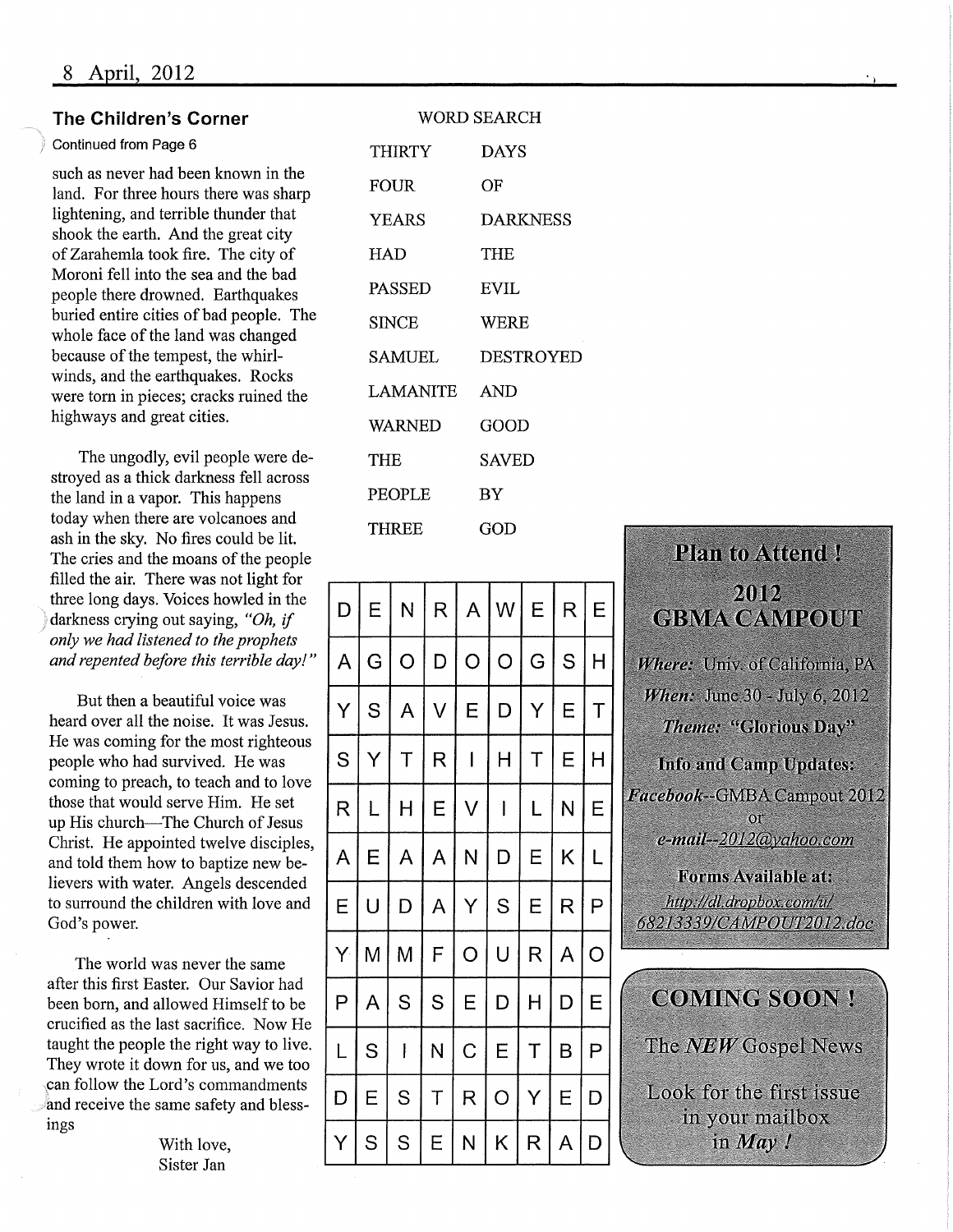## The Children's Corner

Continued from Page 6

such as never had been known in the land. For three hours there was sharp lightening, and terrible thunder that shook the earth. And the great city of Zarahemla took fire. The city of Moroni fell into the sea and the bad people there drowned. Earthquakes buried entire cities of bad people. The whole face of the land was changed because of the tempest, the whirl-winds, and the earthquakes. Rocks were torn in pieces; cracks ruined the highways and great cities.

The ungodly, evil people were de-stroyed as a thick darkness fell across the land in a vapor. This happens today when there are volcanoes and ash in the sky. No fires could be lit. The cries and the moans of the people filled the air. There was not light for three long days. Voices howled in the darkness crying out saying, *"Oh, if only we had listened to the prophets and repented before this terrible day!"*

But then a beautiful voice was heard over all the noise. It was Jesus. He was coming for the most righteous people who had survived. He was coming to preach, to teach and to love those that would serve Him. He set up His church—The Church of Jesus Christ. He appointed twelve disciples, and told them how to baptize new be-lievers with water. Angels descended to surround the children with love and God's power.

The world was never the same after this first Easter. Our Savior had been born, and allowed Himself to be crucified as the last sacrifice. Now He taught the people the right way to live. They wrote it down for us, and we too can follow the Lord's commandments and receive the same safety and bless-ings

With love,
Sister Jan

### WORD SEARCH

| | |
|---|---|
| THIRTY | DAYS |
| FOUR | OF |
| YEARS | DARKNESS |
| HAD | THE |
| PASSED | EVIL |
| SINCE | WERE |
| SAMUEL | DESTROYED |
| LAMANITE | AND |
| WARNED | GOOD |
| THE | SAVED |
| PEOPLE | BY |
| THREE | GOD |

| | | | | | | | | |
|---|---|---|---|---|---|---|---|---|
| D | E | N | R | A | W | E | R | E |
| A | G | O | D | O | O | G | S | H |
| Y | S | A | V | E | D | Y | E | T |
| S | Y | T | R | I | H | T | E | H |
| R | L | H | E | V | I | L | N | E |
| A | E | A | A | N | D | E | K | L |
| E | U | D | A | Y | S | E | R | P |
| Y | M | M | F | O | U | R | A | O |
| P | A | S | S | E | D | H | D | E |
| L | S | I | N | C | E | T | B | P |
| D | E | S | T | R | O | Y | E | D |
| Y | S | S | E | N | K | R | A | D |

**Plan to Attend !**

**2012 GBMA CAMPOUT**

***Where:*** Univ. of California, PA

***When:*** June 30 - July 6, 2012

***Theme:*** "Glorious Day"

**Info and Camp Updates:**

*Facebook*--GMBA Campout 2012

or

*e-mail--2012@yahoo.com*

**Forms Available at:**

*http://dl.dropbox.com/u/68213339/CAMPOUT2012.doc*

**COMING SOON !**

The *NEW* Gospel News

Look for the first issue in your mailbox in *May !*